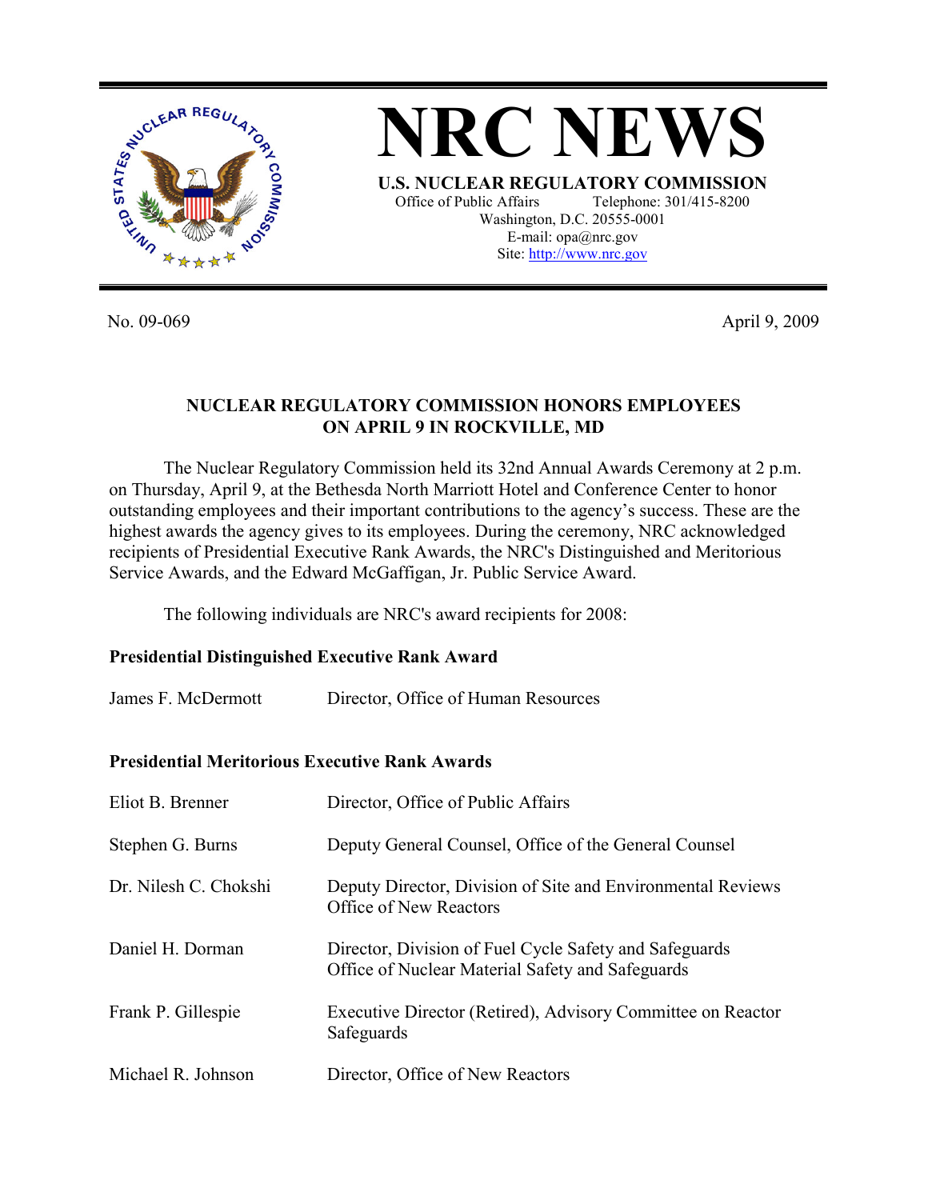# NRC NEWS

**U.S. NUCLEAR REGULATORY COMMISSION**
Office of Public Affairs Telephone: 301/415-8200
Washington, D.C. 20555-0001
E-mail: opa@nrc.gov
Site: http://www.nrc.gov

No. 09-069 April 9, 2009

**NUCLEAR REGULATORY COMMISSION HONORS EMPLOYEES ON APRIL 9 IN ROCKVILLE, MD**

The Nuclear Regulatory Commission held its 32nd Annual Awards Ceremony at 2 p.m. on Thursday, April 9, at the Bethesda North Marriott Hotel and Conference Center to honor outstanding employees and their important contributions to the agency's success. These are the highest awards the agency gives to its employees. During the ceremony, NRC acknowledged recipients of Presidential Executive Rank Awards, the NRC's Distinguished and Meritorious Service Awards, and the Edward McGaffigan, Jr. Public Service Award.

The following individuals are NRC's award recipients for 2008:

**Presidential Distinguished Executive Rank Award**

| | |
|---|---|
| James F. McDermott | Director, Office of Human Resources |

**Presidential Meritorious Executive Rank Awards**

| | |
|---|---|
| Eliot B. Brenner | Director, Office of Public Affairs |
| Stephen G. Burns | Deputy General Counsel, Office of the General Counsel |
| Dr. Nilesh C. Chokshi | Deputy Director, Division of Site and Environmental Reviews Office of New Reactors |
| Daniel H. Dorman | Director, Division of Fuel Cycle Safety and Safeguards Office of Nuclear Material Safety and Safeguards |
| Frank P. Gillespie | Executive Director (Retired), Advisory Committee on Reactor Safeguards |
| Michael R. Johnson | Director, Office of New Reactors |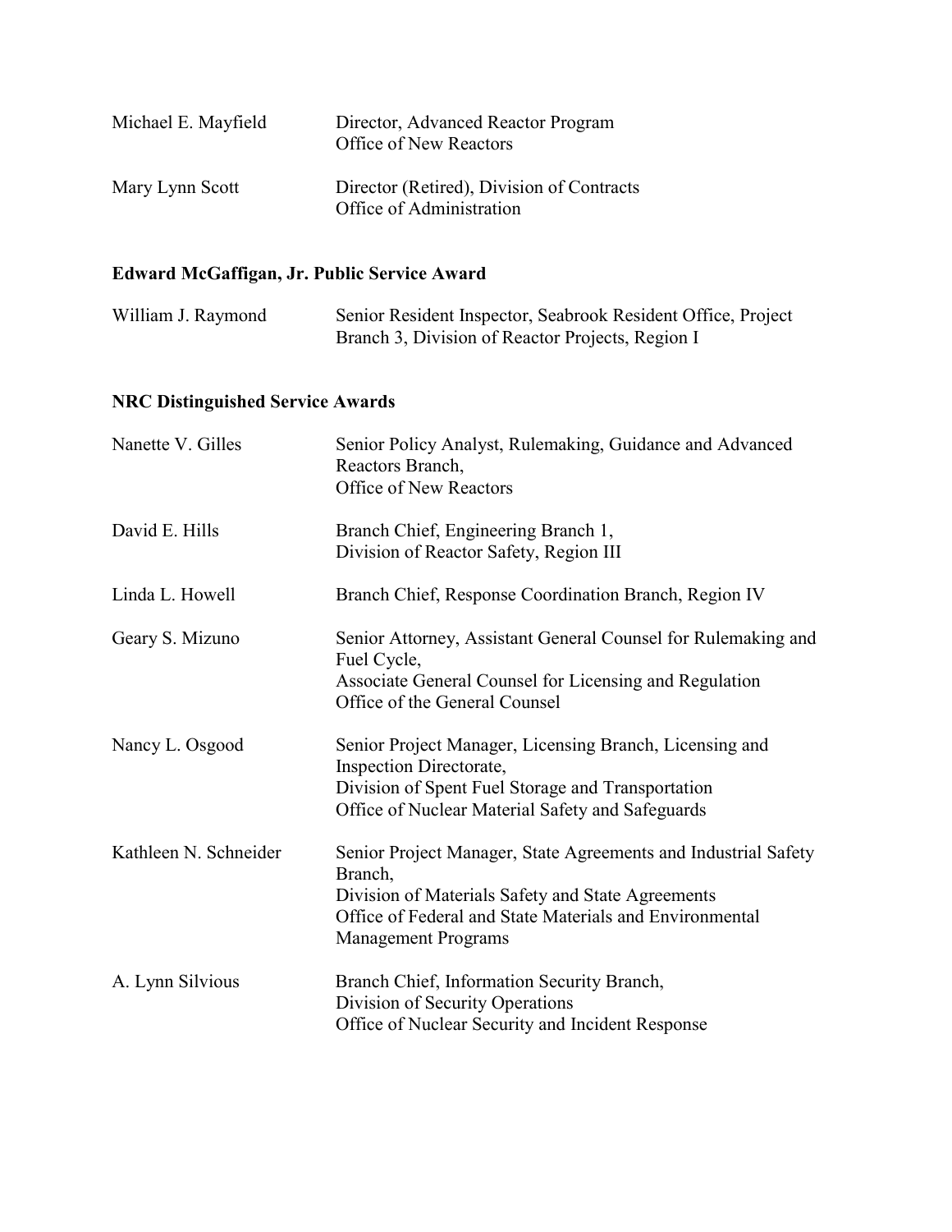| | |
|---|---|
| Michael E. Mayfield | Director, Advanced Reactor Program<br>Office of New Reactors |
| Mary Lynn Scott | Director (Retired), Division of Contracts<br>Office of Administration |

**Edward McGaffigan, Jr. Public Service Award**

| | |
|---|---|
| William J. Raymond | Senior Resident Inspector, Seabrook Resident Office, Project Branch 3, Division of Reactor Projects, Region I |

**NRC Distinguished Service Awards**

| | |
|---|---|
| Nanette V. Gilles | Senior Policy Analyst, Rulemaking, Guidance and Advanced Reactors Branch,<br>Office of New Reactors |
| David E. Hills | Branch Chief, Engineering Branch 1,<br>Division of Reactor Safety, Region III |
| Linda L. Howell | Branch Chief, Response Coordination Branch, Region IV |
| Geary S. Mizuno | Senior Attorney, Assistant General Counsel for Rulemaking and Fuel Cycle,<br>Associate General Counsel for Licensing and Regulation<br>Office of the General Counsel |
| Nancy L. Osgood | Senior Project Manager, Licensing Branch, Licensing and Inspection Directorate,<br>Division of Spent Fuel Storage and Transportation<br>Office of Nuclear Material Safety and Safeguards |
| Kathleen N. Schneider | Senior Project Manager, State Agreements and Industrial Safety Branch,<br>Division of Materials Safety and State Agreements<br>Office of Federal and State Materials and Environmental Management Programs |
| A. Lynn Silvious | Branch Chief, Information Security Branch,<br>Division of Security Operations<br>Office of Nuclear Security and Incident Response |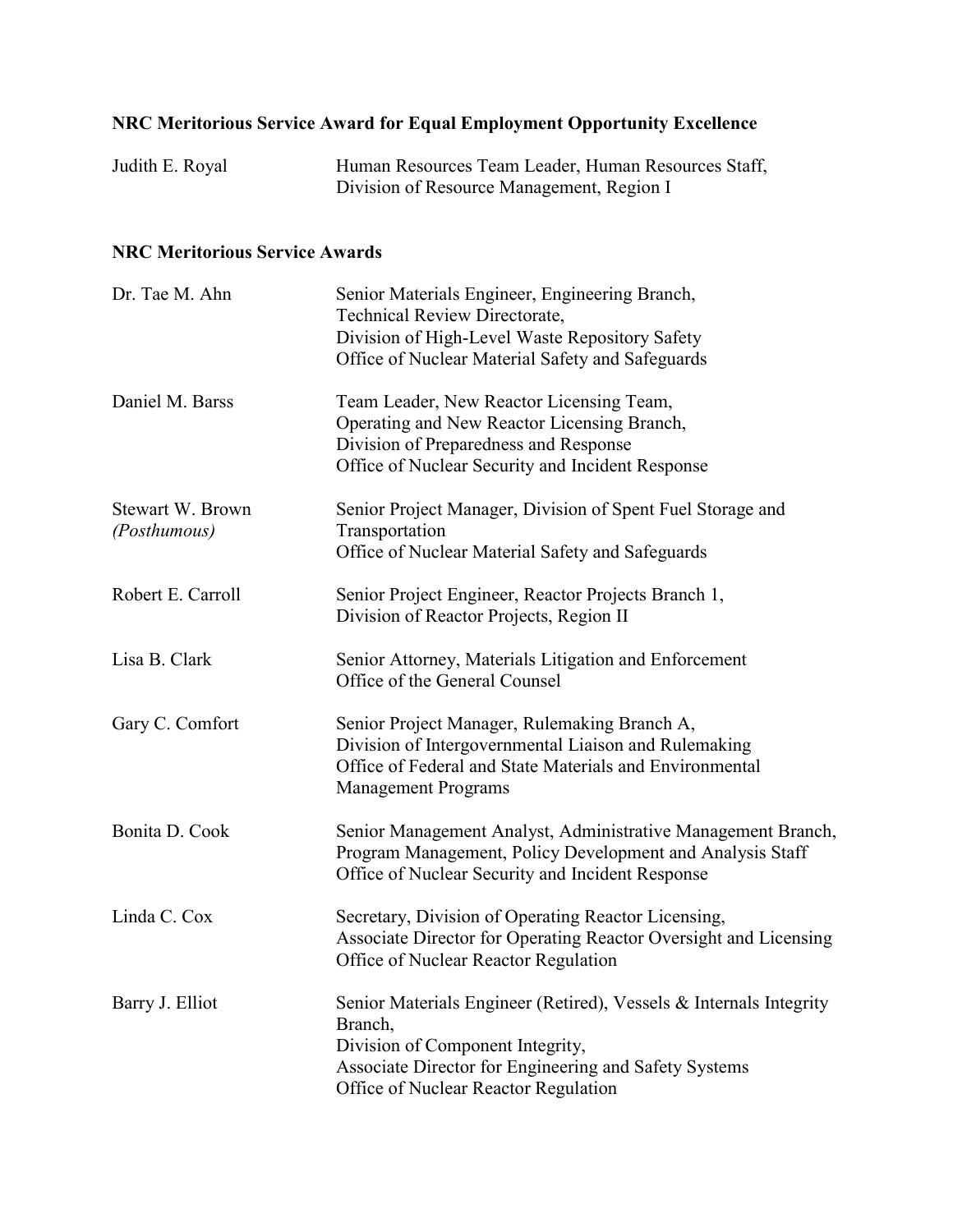**NRC Meritorious Service Award for Equal Employment Opportunity Excellence**

| | |
|---|---|
| Judith E. Royal | Human Resources Team Leader, Human Resources Staff, Division of Resource Management, Region I |

**NRC Meritorious Service Awards**

| | |
|---|---|
| Dr. Tae M. Ahn | Senior Materials Engineer, Engineering Branch, Technical Review Directorate, Division of High-Level Waste Repository Safety Office of Nuclear Material Safety and Safeguards |
| Daniel M. Barss | Team Leader, New Reactor Licensing Team, Operating and New Reactor Licensing Branch, Division of Preparedness and Response Office of Nuclear Security and Incident Response |
| Stewart W. Brown *(Posthumous)* | Senior Project Manager, Division of Spent Fuel Storage and Transportation Office of Nuclear Material Safety and Safeguards |
| Robert E. Carroll | Senior Project Engineer, Reactor Projects Branch 1, Division of Reactor Projects, Region II |
| Lisa B. Clark | Senior Attorney, Materials Litigation and Enforcement Office of the General Counsel |
| Gary C. Comfort | Senior Project Manager, Rulemaking Branch A, Division of Intergovernmental Liaison and Rulemaking Office of Federal and State Materials and Environmental Management Programs |
| Bonita D. Cook | Senior Management Analyst, Administrative Management Branch, Program Management, Policy Development and Analysis Staff Office of Nuclear Security and Incident Response |
| Linda C. Cox | Secretary, Division of Operating Reactor Licensing, Associate Director for Operating Reactor Oversight and Licensing Office of Nuclear Reactor Regulation |
| Barry J. Elliot | Senior Materials Engineer (Retired), Vessels & Internals Integrity Branch, Division of Component Integrity, Associate Director for Engineering and Safety Systems Office of Nuclear Reactor Regulation |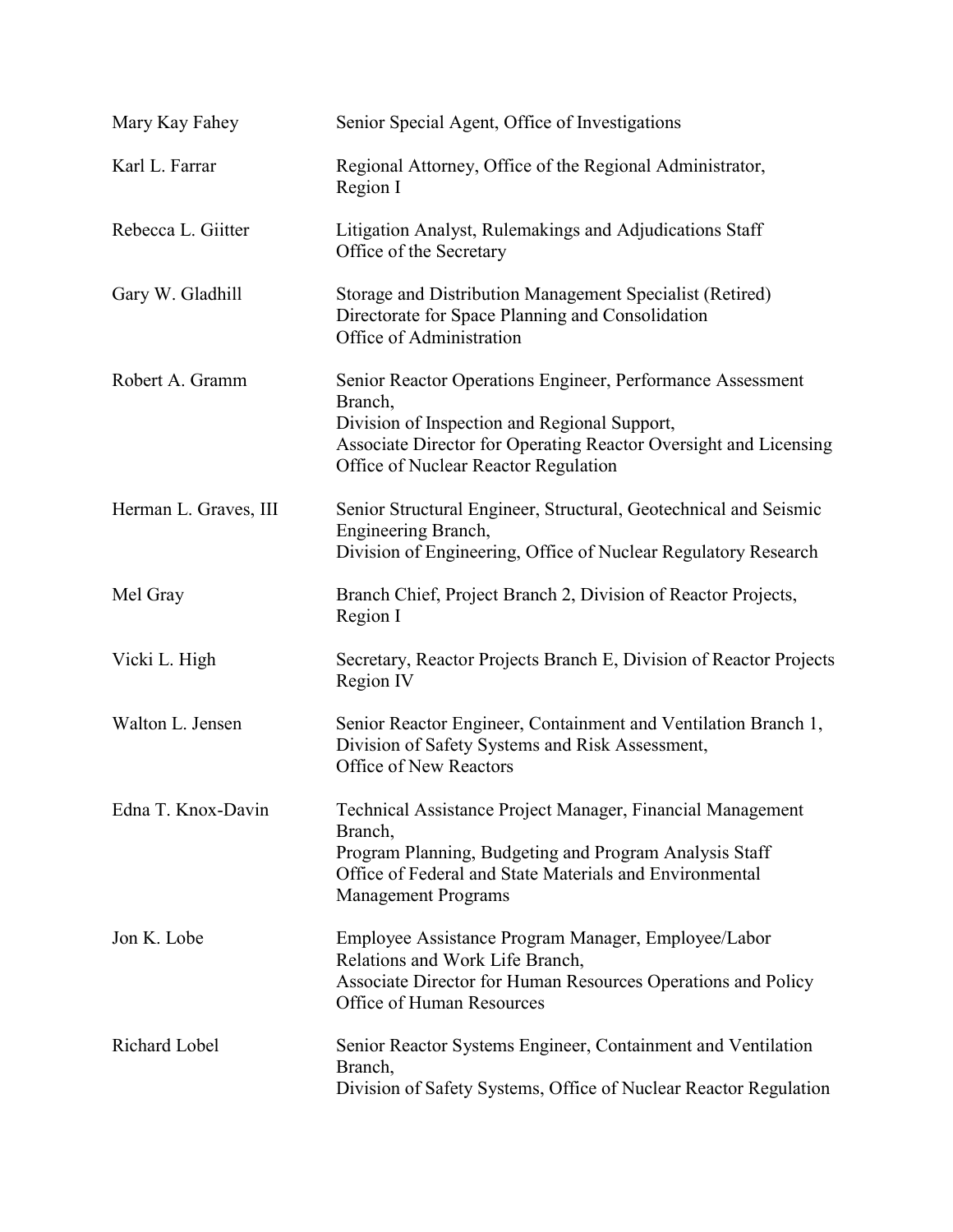| | |
|---|---|
| Mary Kay Fahey | Senior Special Agent, Office of Investigations |
| Karl L. Farrar | Regional Attorney, Office of the Regional Administrator, Region I |
| Rebecca L. Giitter | Litigation Analyst, Rulemakings and Adjudications Staff Office of the Secretary |
| Gary W. Gladhill | Storage and Distribution Management Specialist (Retired) Directorate for Space Planning and Consolidation Office of Administration |
| Robert A. Gramm | Senior Reactor Operations Engineer, Performance Assessment Branch, Division of Inspection and Regional Support, Associate Director for Operating Reactor Oversight and Licensing Office of Nuclear Reactor Regulation |
| Herman L. Graves, III | Senior Structural Engineer, Structural, Geotechnical and Seismic Engineering Branch, Division of Engineering, Office of Nuclear Regulatory Research |
| Mel Gray | Branch Chief, Project Branch 2, Division of Reactor Projects, Region I |
| Vicki L. High | Secretary, Reactor Projects Branch E, Division of Reactor Projects Region IV |
| Walton L. Jensen | Senior Reactor Engineer, Containment and Ventilation Branch 1, Division of Safety Systems and Risk Assessment, Office of New Reactors |
| Edna T. Knox-Davin | Technical Assistance Project Manager, Financial Management Branch, Program Planning, Budgeting and Program Analysis Staff Office of Federal and State Materials and Environmental Management Programs |
| Jon K. Lobe | Employee Assistance Program Manager, Employee/Labor Relations and Work Life Branch, Associate Director for Human Resources Operations and Policy Office of Human Resources |
| Richard Lobel | Senior Reactor Systems Engineer, Containment and Ventilation Branch, Division of Safety Systems, Office of Nuclear Reactor Regulation |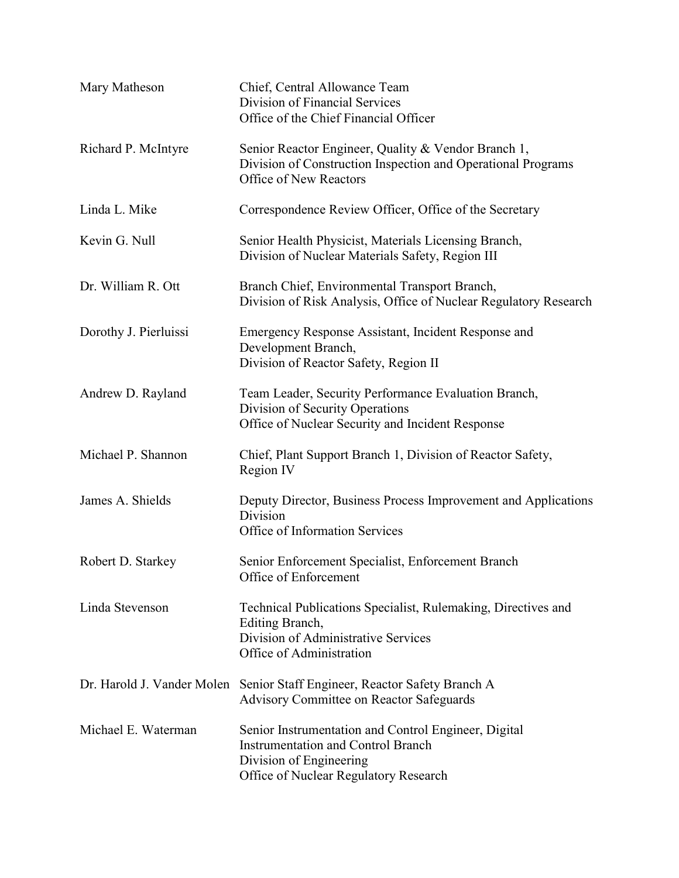| | |
|---|---|
| Mary Matheson | Chief, Central Allowance Team<br>Division of Financial Services<br>Office of the Chief Financial Officer |
| Richard P. McIntyre | Senior Reactor Engineer, Quality & Vendor Branch 1,<br>Division of Construction Inspection and Operational Programs<br>Office of New Reactors |
| Linda L. Mike | Correspondence Review Officer, Office of the Secretary |
| Kevin G. Null | Senior Health Physicist, Materials Licensing Branch,<br>Division of Nuclear Materials Safety, Region III |
| Dr. William R. Ott | Branch Chief, Environmental Transport Branch,<br>Division of Risk Analysis, Office of Nuclear Regulatory Research |
| Dorothy J. Pierluissi | Emergency Response Assistant, Incident Response and Development Branch,<br>Division of Reactor Safety, Region II |
| Andrew D. Rayland | Team Leader, Security Performance Evaluation Branch,<br>Division of Security Operations<br>Office of Nuclear Security and Incident Response |
| Michael P. Shannon | Chief, Plant Support Branch 1, Division of Reactor Safety, Region IV |
| James A. Shields | Deputy Director, Business Process Improvement and Applications Division<br>Office of Information Services |
| Robert D. Starkey | Senior Enforcement Specialist, Enforcement Branch<br>Office of Enforcement |
| Linda Stevenson | Technical Publications Specialist, Rulemaking, Directives and Editing Branch,<br>Division of Administrative Services<br>Office of Administration |
| Dr. Harold J. Vander Molen | Senior Staff Engineer, Reactor Safety Branch A<br>Advisory Committee on Reactor Safeguards |
| Michael E. Waterman | Senior Instrumentation and Control Engineer, Digital Instrumentation and Control Branch<br>Division of Engineering<br>Office of Nuclear Regulatory Research |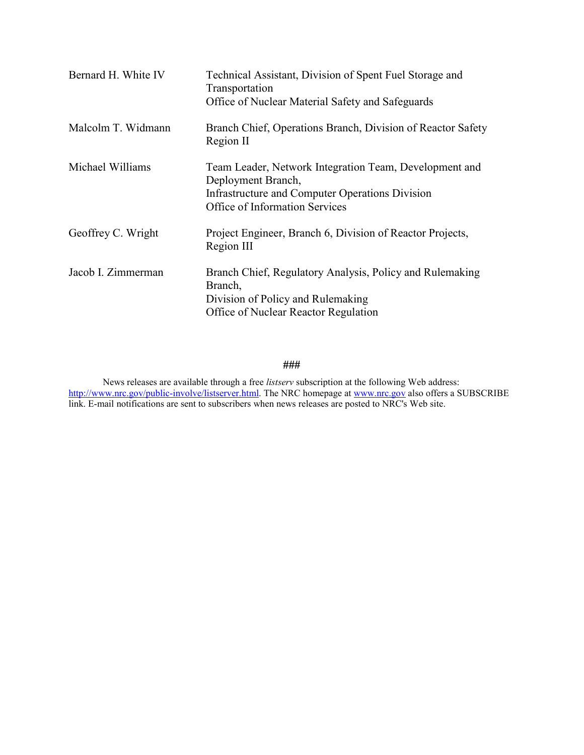| | |
| --- | --- |
| Bernard H. White IV | Technical Assistant, Division of Spent Fuel Storage and Transportation<br>Office of Nuclear Material Safety and Safeguards |
| Malcolm T. Widmann | Branch Chief, Operations Branch, Division of Reactor Safety<br>Region II |
| Michael Williams | Team Leader, Network Integration Team, Development and Deployment Branch,<br>Infrastructure and Computer Operations Division<br>Office of Information Services |
| Geoffrey C. Wright | Project Engineer, Branch 6, Division of Reactor Projects,<br>Region III |
| Jacob I. Zimmerman | Branch Chief, Regulatory Analysis, Policy and Rulemaking Branch,<br>Division of Policy and Rulemaking<br>Office of Nuclear Reactor Regulation |

###

News releases are available through a free *listserv* subscription at the following Web address: http://www.nrc.gov/public-involve/listserver.html. The NRC homepage at www.nrc.gov also offers a SUBSCRIBE link. E-mail notifications are sent to subscribers when news releases are posted to NRC's Web site.